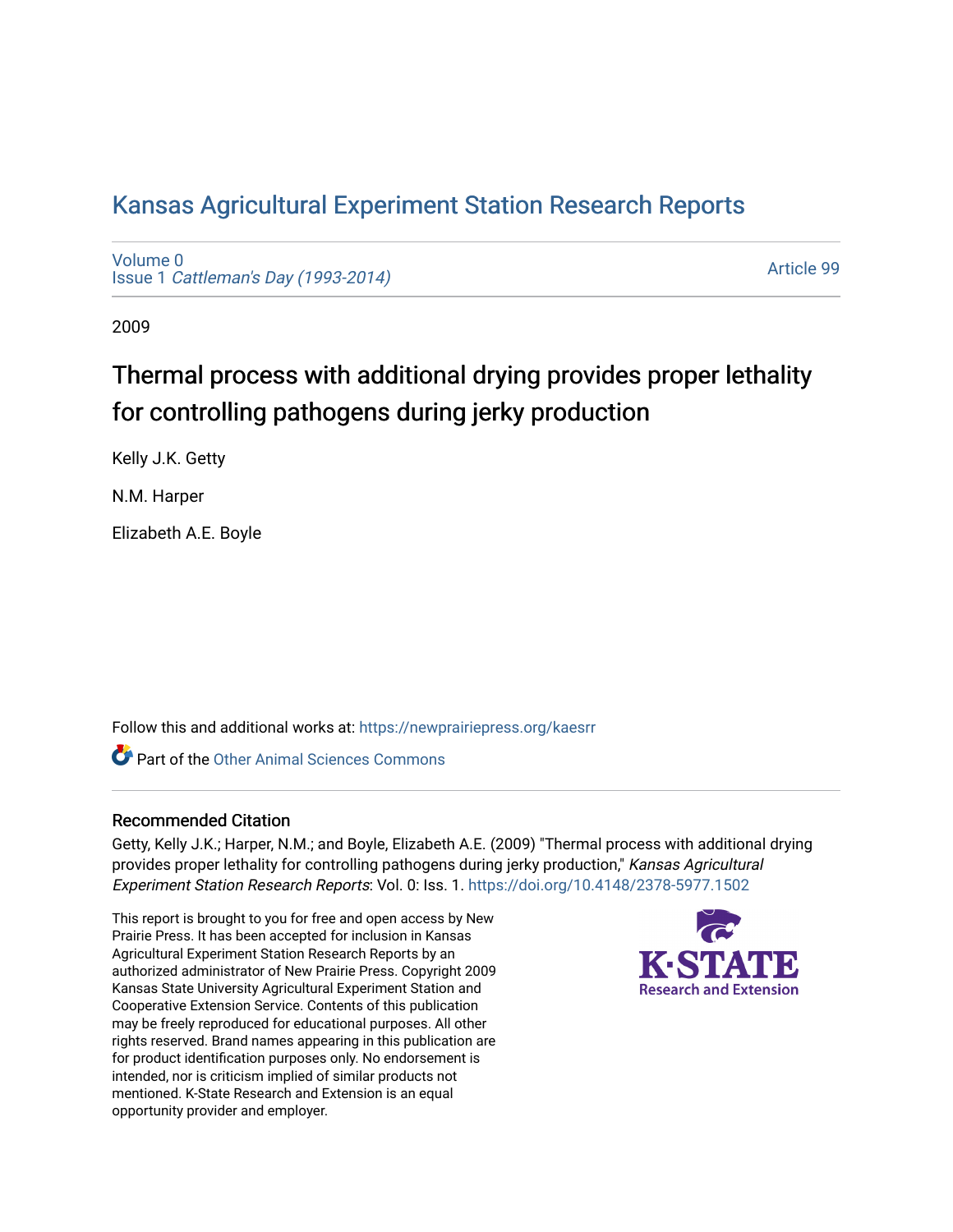# Kansas Agricultural Experiment Station Research Reports

Volume 0
Issue 1 *Cattleman's Day (1993-2014)*

Article 99

2009

## Thermal process with additional drying provides proper lethality for controlling pathogens during jerky production

Kelly J.K. Getty

N.M. Harper

Elizabeth A.E. Boyle

Follow this and additional works at: https://newprairiepress.org/kaesrr

Part of the Other Animal Sciences Commons

### Recommended Citation

Getty, Kelly J.K.; Harper, N.M.; and Boyle, Elizabeth A.E. (2009) "Thermal process with additional drying provides proper lethality for controlling pathogens during jerky production," *Kansas Agricultural Experiment Station Research Reports*: Vol. 0: Iss. 1. https://doi.org/10.4148/2378-5977.1502

This report is brought to you for free and open access by New Prairie Press. It has been accepted for inclusion in Kansas Agricultural Experiment Station Research Reports by an authorized administrator of New Prairie Press. Copyright 2009 Kansas State University Agricultural Experiment Station and Cooperative Extension Service. Contents of this publication may be freely reproduced for educational purposes. All other rights reserved. Brand names appearing in this publication are for product identification purposes only. No endorsement is intended, nor is criticism implied of similar products not mentioned. K-State Research and Extension is an equal opportunity provider and employer.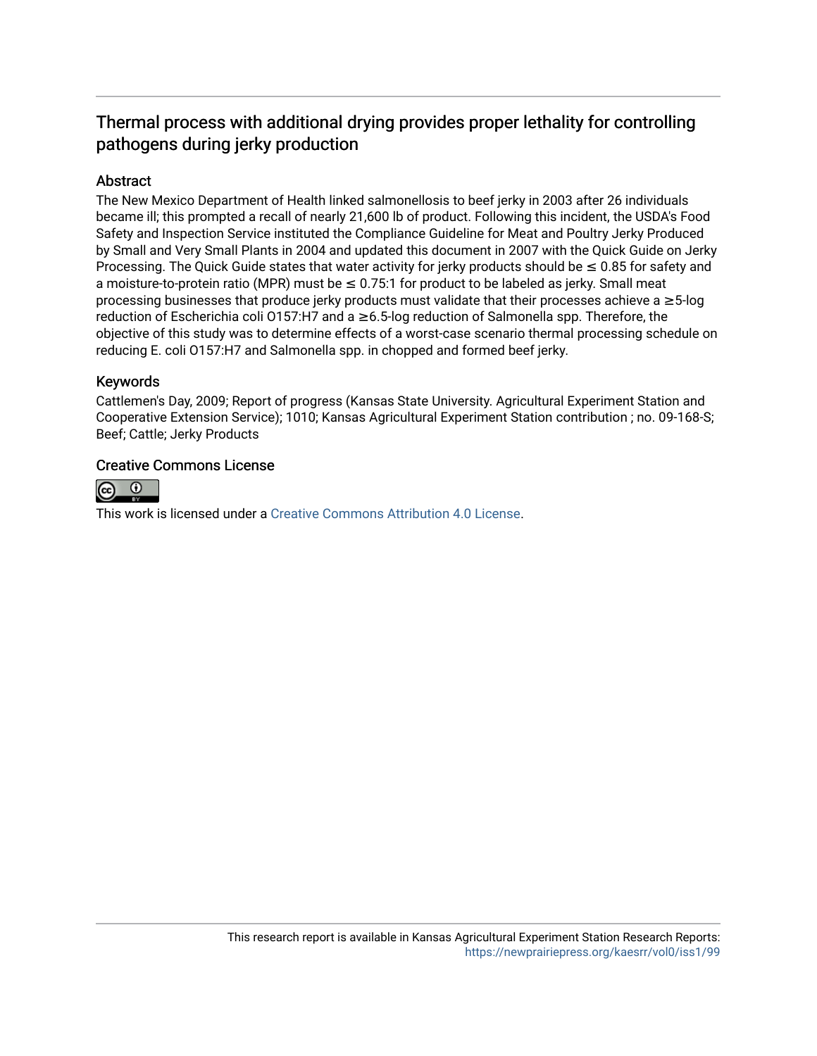# Thermal process with additional drying provides proper lethality for controlling pathogens during jerky production

## Abstract

The New Mexico Department of Health linked salmonellosis to beef jerky in 2003 after 26 individuals became ill; this prompted a recall of nearly 21,600 lb of product. Following this incident, the USDA's Food Safety and Inspection Service instituted the Compliance Guideline for Meat and Poultry Jerky Produced by Small and Very Small Plants in 2004 and updated this document in 2007 with the Quick Guide on Jerky Processing. The Quick Guide states that water activity for jerky products should be ≤ 0.85 for safety and a moisture-to-protein ratio (MPR) must be ≤ 0.75:1 for product to be labeled as jerky. Small meat processing businesses that produce jerky products must validate that their processes achieve a ≥5-log reduction of Escherichia coli O157:H7 and a ≥6.5-log reduction of Salmonella spp. Therefore, the objective of this study was to determine effects of a worst-case scenario thermal processing schedule on reducing E. coli O157:H7 and Salmonella spp. in chopped and formed beef jerky.

## Keywords

Cattlemen's Day, 2009; Report of progress (Kansas State University. Agricultural Experiment Station and Cooperative Extension Service); 1010; Kansas Agricultural Experiment Station contribution ; no. 09-168-S; Beef; Cattle; Jerky Products

## Creative Commons License

This work is licensed under a Creative Commons Attribution 4.0 License.

This research report is available in Kansas Agricultural Experiment Station Research Reports: https://newprairiepress.org/kaesrr/vol0/iss1/99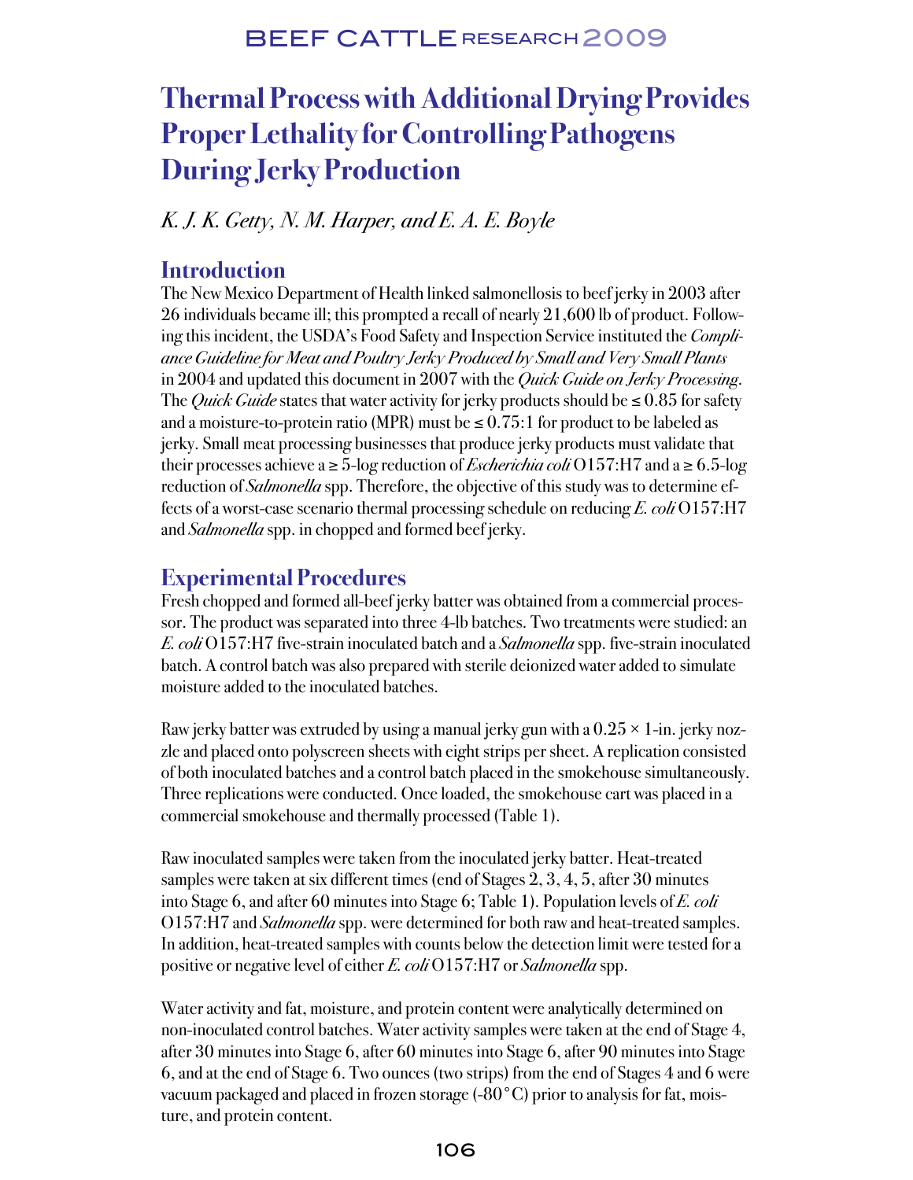# Thermal Process with Additional Drying Provides Proper Lethality for Controlling Pathogens During Jerky Production

*K. J. K. Getty, N. M. Harper, and E. A. E. Boyle*

## Introduction

The New Mexico Department of Health linked salmonellosis to beef jerky in 2003 after 26 individuals became ill; this prompted a recall of nearly 21,600 lb of product. Following this incident, the USDA's Food Safety and Inspection Service instituted the *Compliance Guideline for Meat and Poultry Jerky Produced by Small and Very Small Plants* in 2004 and updated this document in 2007 with the *Quick Guide on Jerky Processing*. The *Quick Guide* states that water activity for jerky products should be ≤ 0.85 for safety and a moisture-to-protein ratio (MPR) must be ≤ 0.75:1 for product to be labeled as jerky. Small meat processing businesses that produce jerky products must validate that their processes achieve a ≥ 5-log reduction of *Escherichia coli* O157:H7 and a ≥ 6.5-log reduction of *Salmonella* spp. Therefore, the objective of this study was to determine effects of a worst-case scenario thermal processing schedule on reducing *E. coli* O157:H7 and *Salmonella* spp. in chopped and formed beef jerky.

## Experimental Procedures

Fresh chopped and formed all-beef jerky batter was obtained from a commercial processor. The product was separated into three 4-lb batches. Two treatments were studied: an *E. coli* O157:H7 five-strain inoculated batch and a *Salmonella* spp. five-strain inoculated batch. A control batch was also prepared with sterile deionized water added to simulate moisture added to the inoculated batches.

Raw jerky batter was extruded by using a manual jerky gun with a 0.25 × 1-in. jerky nozzle and placed onto polyscreen sheets with eight strips per sheet. A replication consisted of both inoculated batches and a control batch placed in the smokehouse simultaneously. Three replications were conducted. Once loaded, the smokehouse cart was placed in a commercial smokehouse and thermally processed (Table 1).

Raw inoculated samples were taken from the inoculated jerky batter. Heat-treated samples were taken at six different times (end of Stages 2, 3, 4, 5, after 30 minutes into Stage 6, and after 60 minutes into Stage 6; Table 1). Population levels of *E. coli* O157:H7 and *Salmonella* spp. were determined for both raw and heat-treated samples. In addition, heat-treated samples with counts below the detection limit were tested for a positive or negative level of either *E. coli* O157:H7 or *Salmonella* spp.

Water activity and fat, moisture, and protein content were analytically determined on non-inoculated control batches. Water activity samples were taken at the end of Stage 4, after 30 minutes into Stage 6, after 60 minutes into Stage 6, after 90 minutes into Stage 6, and at the end of Stage 6. Two ounces (two strips) from the end of Stages 4 and 6 were vacuum packaged and placed in frozen storage (-80°C) prior to analysis for fat, moisture, and protein content.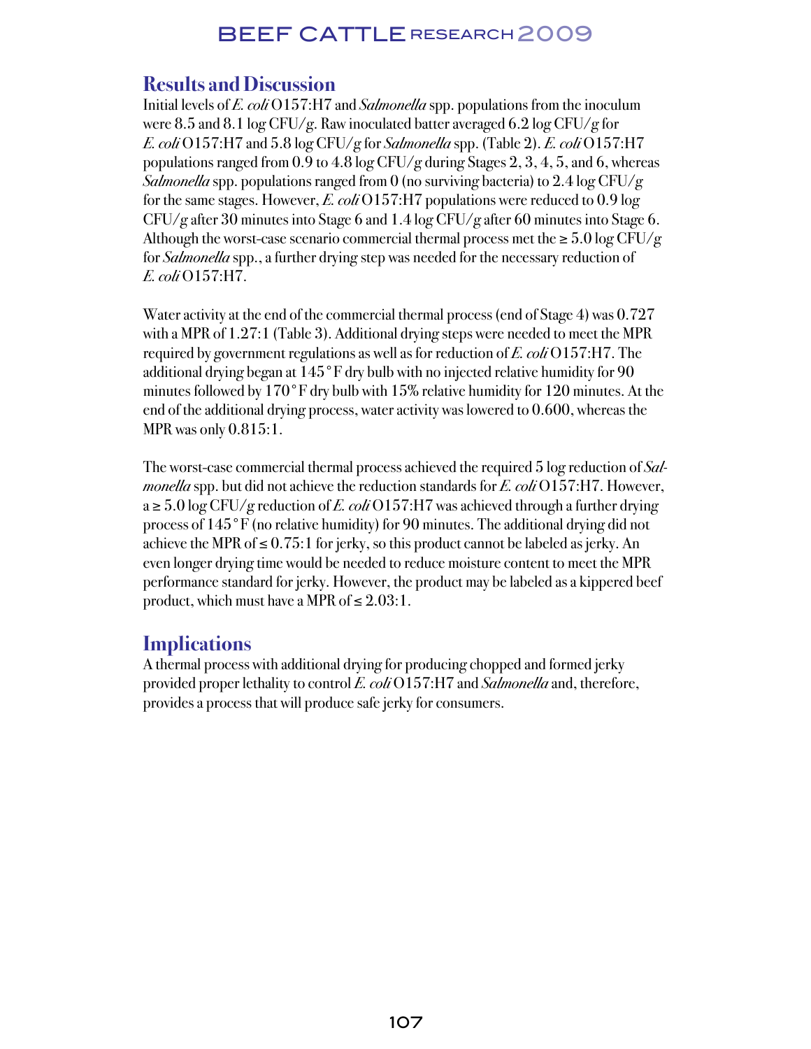## Results and Discussion

Initial levels of *E. coli* O157:H7 and *Salmonella* spp. populations from the inoculum were 8.5 and 8.1 log CFU/g. Raw inoculated batter averaged 6.2 log CFU/g for *E. coli* O157:H7 and 5.8 log CFU/g for *Salmonella* spp. (Table 2). *E. coli* O157:H7 populations ranged from 0.9 to 4.8 log CFU/g during Stages 2, 3, 4, 5, and 6, whereas *Salmonella* spp. populations ranged from 0 (no surviving bacteria) to 2.4 log CFU/g for the same stages. However, *E. coli* O157:H7 populations were reduced to 0.9 log CFU/g after 30 minutes into Stage 6 and 1.4 log CFU/g after 60 minutes into Stage 6. Although the worst-case scenario commercial thermal process met the ≥ 5.0 log CFU/g for *Salmonella* spp., a further drying step was needed for the necessary reduction of *E. coli* O157:H7.

Water activity at the end of the commercial thermal process (end of Stage 4) was 0.727 with a MPR of 1.27:1 (Table 3). Additional drying steps were needed to meet the MPR required by government regulations as well as for reduction of *E. coli* O157:H7. The additional drying began at 145°F dry bulb with no injected relative humidity for 90 minutes followed by 170°F dry bulb with 15% relative humidity for 120 minutes. At the end of the additional drying process, water activity was lowered to 0.600, whereas the MPR was only 0.815:1.

The worst-case commercial thermal process achieved the required 5 log reduction of *Salmonella* spp. but did not achieve the reduction standards for *E. coli* O157:H7. However, a ≥ 5.0 log CFU/g reduction of *E. coli* O157:H7 was achieved through a further drying process of 145°F (no relative humidity) for 90 minutes. The additional drying did not achieve the MPR of ≤ 0.75:1 for jerky, so this product cannot be labeled as jerky. An even longer drying time would be needed to reduce moisture content to meet the MPR performance standard for jerky. However, the product may be labeled as a kippered beef product, which must have a MPR of ≤ 2.03:1.

## Implications

A thermal process with additional drying for producing chopped and formed jerky provided proper lethality to control *E. coli* O157:H7 and *Salmonella* and, therefore, provides a process that will produce safe jerky for consumers.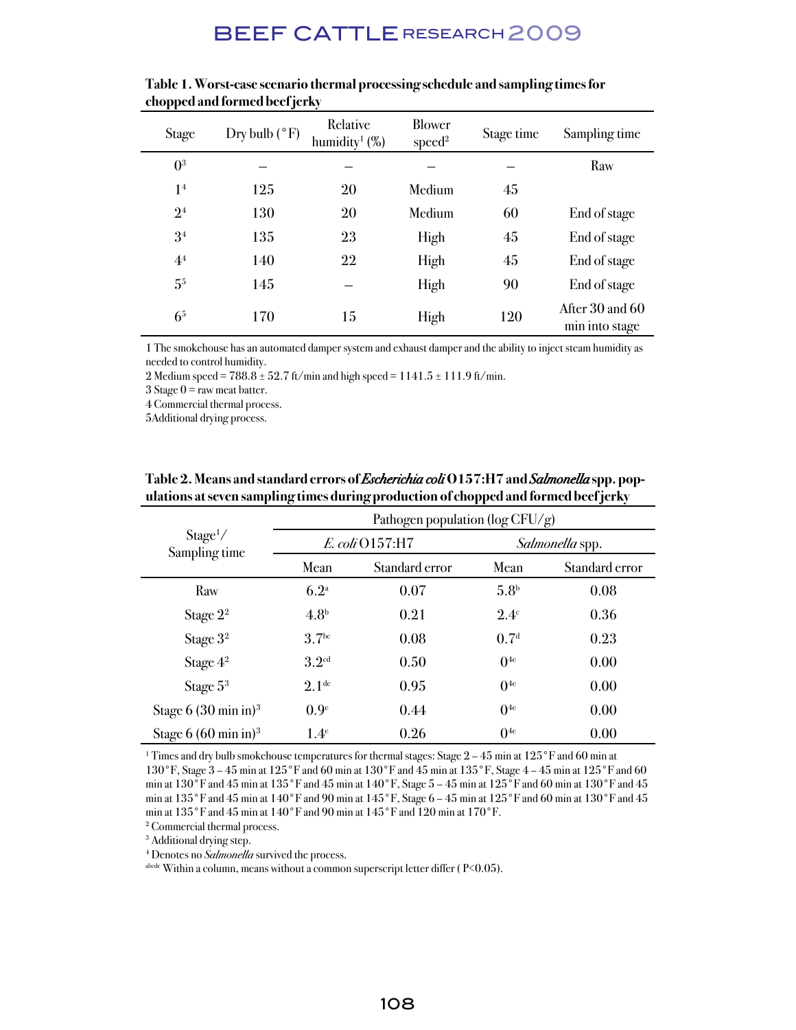**Table 1. Worst-case scenario thermal processing schedule and sampling times for chopped and formed beef jerky**

| Stage | Dry bulb (°F) | Relative humidity[1] (%) | Blower speed[2] | Stage time | Sampling time |
|---|---|---|---|---|---|
| 0[3] | – | – | – | – | Raw |
| 1[4] | 125 | 20 | Medium | 45 | |
| 2[4] | 130 | 20 | Medium | 60 | End of stage |
| 3[4] | 135 | 23 | High | 45 | End of stage |
| 4[4] | 140 | 22 | High | 45 | End of stage |
| 5[5] | 145 | – | High | 90 | End of stage |
| 6[5] | 170 | 15 | High | 120 | After 30 and 60 min into stage |

1 The smokehouse has an automated damper system and exhaust damper and the ability to inject steam humidity as needed to control humidity.

2 Medium speed = 788.8 ± 52.7 ft/min and high speed = 1141.5 ± 111.9 ft/min.

3 Stage 0 = raw meat batter.

4 Commercial thermal process.

5 Additional drying process.

**Table 2. Means and standard errors of *Escherichia coli* O157:H7 and *Salmonella* spp. populations at seven sampling times during production of chopped and formed beef jerky**

| Stage[1]/ Sampling time | Pathogen population (log CFU/g) | | | |
|---|---|---|---|---|
| | *E. coli* O157:H7 | | *Salmonella* spp. | |
| | Mean | Standard error | Mean | Standard error |
| Raw | 6.2[a] | 0.07 | 5.8[b] | 0.08 |
| Stage 2[2] | 4.8[b] | 0.21 | 2.4[c] | 0.36 |
| Stage 3[2] | 3.7[bc] | 0.08 | 0.7[d] | 0.23 |
| Stage 4[2] | 3.2[cd] | 0.50 | 0[4e] | 0.00 |
| Stage 5[3] | 2.1[de] | 0.95 | 0[4e] | 0.00 |
| Stage 6 (30 min in)[3] | 0.9[e] | 0.44 | 0[4e] | 0.00 |
| Stage 6 (60 min in)[3] | 1.4[e] | 0.26 | 0[4e] | 0.00 |

[1] Times and dry bulb smokehouse temperatures for thermal stages: Stage 2 – 45 min at 125°F and 60 min at 130°F, Stage 3 – 45 min at 125°F and 60 min at 130°F and 45 min at 135°F, Stage 4 – 45 min at 125°F and 60 min at 130°F and 45 min at 135°F and 45 min at 140°F, Stage 5 – 45 min at 125°F and 60 min at 130°F and 45 min at 135°F and 45 min at 140°F and 90 min at 145°F, Stage 6 – 45 min at 125°F and 60 min at 130°F and 45 min at 135°F and 45 min at 140°F and 90 min at 145°F and 120 min at 170°F.

[2] Commercial thermal process.

[3] Additional drying step.

[4] Denotes no *Salmonella* survived the process.

[abcde] Within a column, means without a common superscript letter differ ($P<0.05$).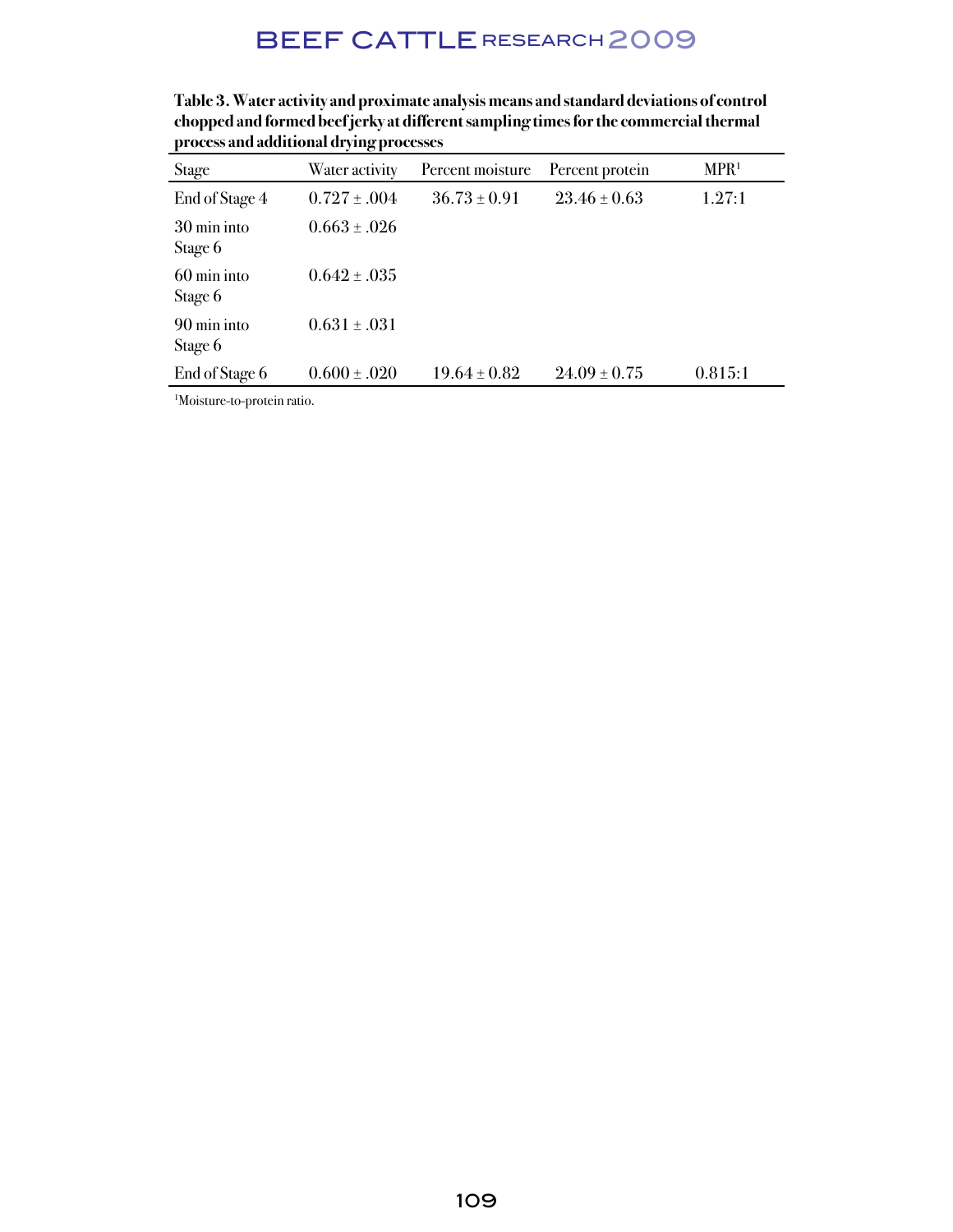**Table 3. Water activity and proximate analysis means and standard deviations of control chopped and formed beef jerky at different sampling times for the commercial thermal process and additional drying processes**

| Stage | Water activity | Percent moisture | Percent protein | MPR[1] |
|---|---|---|---|---|
| End of Stage 4 | 0.727 ± .004 | 36.73 ± 0.91 | 23.46 ± 0.63 | 1.27:1 |
| 30 min into Stage 6 | 0.663 ± .026 | | | |
| 60 min into Stage 6 | 0.642 ± .035 | | | |
| 90 min into Stage 6 | 0.631 ± .031 | | | |
| End of Stage 6 | 0.600 ± .020 | 19.64 ± 0.82 | 24.09 ± 0.75 | 0.815:1 |

[1]Moisture-to-protein ratio.